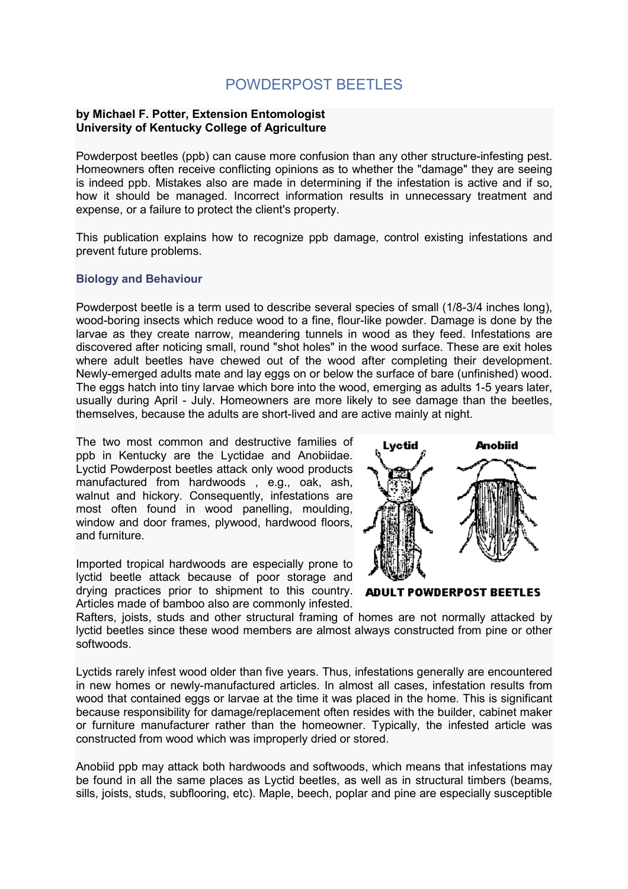# POWDERPOST BEETLES

**by Michael F. Potter, Extension Entomologist**
**University of Kentucky College of Agriculture**

Powderpost beetles (ppb) can cause more confusion than any other structure-infesting pest. Homeowners often receive conflicting opinions as to whether the "damage" they are seeing is indeed ppb. Mistakes also are made in determining if the infestation is active and if so, how it should be managed. Incorrect information results in unnecessary treatment and expense, or a failure to protect the client's property.

This publication explains how to recognize ppb damage, control existing infestations and prevent future problems.

## Biology and Behaviour

Powderpost beetle is a term used to describe several species of small (1/8-3/4 inches long), wood-boring insects which reduce wood to a fine, flour-like powder. Damage is done by the larvae as they create narrow, meandering tunnels in wood as they feed. Infestations are discovered after noticing small, round "shot holes" in the wood surface. These are exit holes where adult beetles have chewed out of the wood after completing their development. Newly-emerged adults mate and lay eggs on or below the surface of bare (unfinished) wood. The eggs hatch into tiny larvae which bore into the wood, emerging as adults 1-5 years later, usually during April - July. Homeowners are more likely to see damage than the beetles, themselves, because the adults are short-lived and are active mainly at night.

The two most common and destructive families of ppb in Kentucky are the Lyctidae and Anobiidae. Lyctid Powderpost beetles attack only wood products manufactured from hardwoods , e.g., oak, ash, walnut and hickory. Consequently, infestations are most often found in wood panelling, moulding, window and door frames, plywood, hardwood floors, and furniture.

Lyctid Anobiid

ADULT POWDERPOST BEETLES

Imported tropical hardwoods are especially prone to lyctid beetle attack because of poor storage and drying practices prior to shipment to this country. Articles made of bamboo also are commonly infested. Rafters, joists, studs and other structural framing of homes are not normally attacked by lyctid beetles since these wood members are almost constructed from pine or other softwoods.

Lyctids rarely infest wood older than five years. Thus, infestations generally are encountered in new homes or newly-manufactured articles. In almost all cases, infestation results from wood that contained eggs or larvae at the time it was placed in the home. This is significant because responsibility for damage/replacement often resides with the builder, cabinet maker or furniture manufacturer rather than the homeowner. Typically, the infested article was constructed from wood which was improperly dried or stored.

Anobiid ppb may attack both hardwoods and softwoods, which means that infestations may be found in all the same places as Lyctid beetles, as well as in structural timbers (beams, sills, joists, studs, subflooring, etc). Maple, beech, poplar and pine are especially susceptible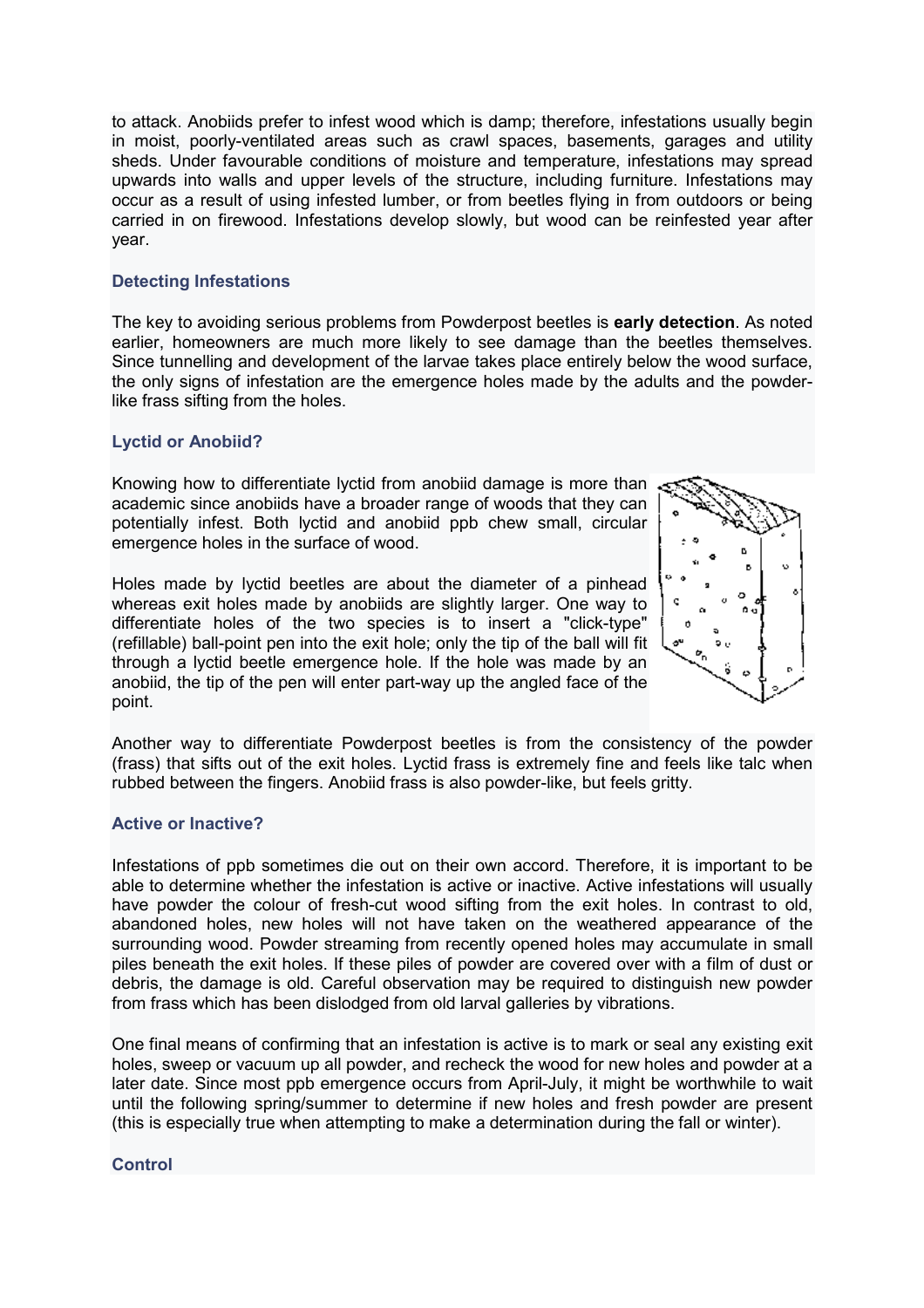to attack. Anobiids prefer to infest wood which is damp; therefore, infestations usually begin in moist, poorly-ventilated areas such as crawl spaces, basements, garages and utility sheds. Under favourable conditions of moisture and temperature, infestations may spread upwards into walls and upper levels of the structure, including furniture. Infestations may occur as a result of using infested lumber, or from beetles flying in from outdoors or being carried in on firewood. Infestations develop slowly, but wood can be reinfested year after year.

### Detecting Infestations

The key to avoiding serious problems from Powderpost beetles is **early detection**. As noted earlier, homeowners are much more likely to see damage than the beetles themselves. Since tunnelling and development of the larvae takes place entirely below the wood surface, the only signs of infestation are the emergence holes made by the adults and the powder-like frass sifting from the holes.

### Lyctid or Anobiid?

Knowing how to differentiate lyctid from anobiid damage is more than academic since anobiids have a broader range of woods that they can potentially infest. Both lyctid and anobiid ppb chew small, circular emergence holes in the surface of wood.

Holes made by lyctid beetles are about the diameter of a pinhead whereas exit holes made by anobiids are slightly larger. One way to differentiate holes of the two species is to insert a "click-type" (refillable) ball-point pen into the exit hole; only the tip of the ball will fit through a lyctid beetle emergence hole. If the hole was made by an anobiid, the tip of the pen will enter part-way up the angled face of the point.

Another way to differentiate Powderpost beetles is from the consistency of the powder (frass) that sifts out of the exit holes. Lyctid frass is extremely fine and feels like talc when rubbed between the fingers. Anobiid frass is also powder-like, but feels gritty.

### Active or Inactive?

Infestations of ppb sometimes die out on their own accord. Therefore, it is important to be able to determine whether the infestation is active or inactive. Active infestations will usually have powder the colour of fresh-cut wood sifting from the exit holes. In contrast to old, abandoned holes, new holes will not have taken on the weathered appearance of the surrounding wood. Powder streaming from recently opened holes may accumulate in small piles beneath the exit holes. If these piles of powder are covered over with a film of dust or debris, the damage is old. Careful observation may be required to distinguish new powder from frass which has been dislodged from old larval galleries by vibrations.

One final means of confirming that an infestation is active is to mark or seal any existing exit holes, sweep or vacuum up all powder, and recheck the wood for new holes and powder at a later date. Since most ppb emergence occurs from April-July, it might be worthwhile to wait until the following spring/summer to determine if new holes and fresh powder are present (this is especially true when attempting to make a determination during the fall or winter).

### Control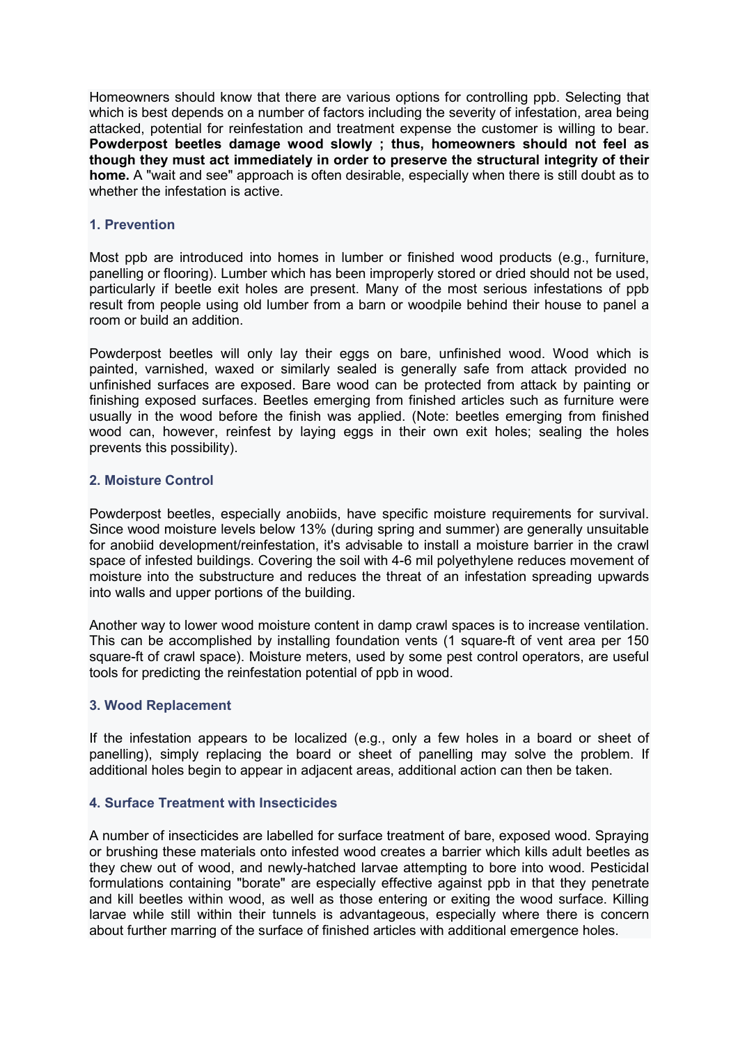Homeowners should know that there are various options for controlling ppb. Selecting that which is best depends on a number of factors including the severity of infestation, area being attacked, potential for reinfestation and treatment expense the customer is willing to bear. **Powderpost beetles damage wood slowly ; thus, homeowners should not feel as though they must act immediately in order to preserve the structural integrity of their home.** A "wait and see" approach is often desirable, especially when there is still doubt as to whether the infestation is active.

### 1. Prevention

Most ppb are introduced into homes in lumber or finished wood products (e.g., furniture, panelling or flooring). Lumber which has been improperly stored or dried should not be used, particularly if beetle exit holes are present. Many of the most serious infestations of ppb result from people using old lumber from a barn or woodpile behind their house to panel a room or build an addition.

Powderpost beetles will only lay their eggs on bare, unfinished wood. Wood which is painted, varnished, waxed or similarly sealed is generally safe from attack provided no unfinished surfaces are exposed. Bare wood can be protected from attack by painting or finishing exposed surfaces. Beetles emerging from finished articles such as furniture were usually in the wood before the finish was applied. (Note: beetles emerging from finished wood can, however, reinfest by laying eggs in their own exit holes; sealing the holes prevents this possibility).

### 2. Moisture Control

Powderpost beetles, especially anobiids, have specific moisture requirements for survival. Since wood moisture levels below 13% (during spring and summer) are generally unsuitable for anobiid development/reinfestation, it's advisable to install a moisture barrier in the crawl space of infested buildings. Covering the soil with 4-6 mil polyethylene reduces movement of moisture into the substructure and reduces the threat of an infestation spreading upwards into walls and upper portions of the building.

Another way to lower wood moisture content in damp crawl spaces is to increase ventilation. This can be accomplished by installing foundation vents (1 square-ft of vent area per 150 square-ft of crawl space). Moisture meters, used by some pest control operators, are useful tools for predicting the reinfestation potential of ppb in wood.

### 3. Wood Replacement

If the infestation appears to be localized (e.g., only a few holes in a board or sheet of panelling), simply replacing the board or sheet of panelling may solve the problem. If additional holes begin to appear in adjacent areas, additional action can then be taken.

### 4. Surface Treatment with Insecticides

A number of insecticides are labelled for surface treatment of bare, exposed wood. Spraying or brushing these materials onto infested wood creates a barrier which kills adult beetles as they chew out of wood, and newly-hatched larvae attempting to bore into wood. Pesticidal formulations containing "borate" are especially effective against ppb in that they penetrate and kill beetles within wood, as well as those entering or exiting the wood surface. Killing larvae while still within their tunnels is advantageous, especially where there is concern about further marring of the surface of finished articles with additional emergence holes.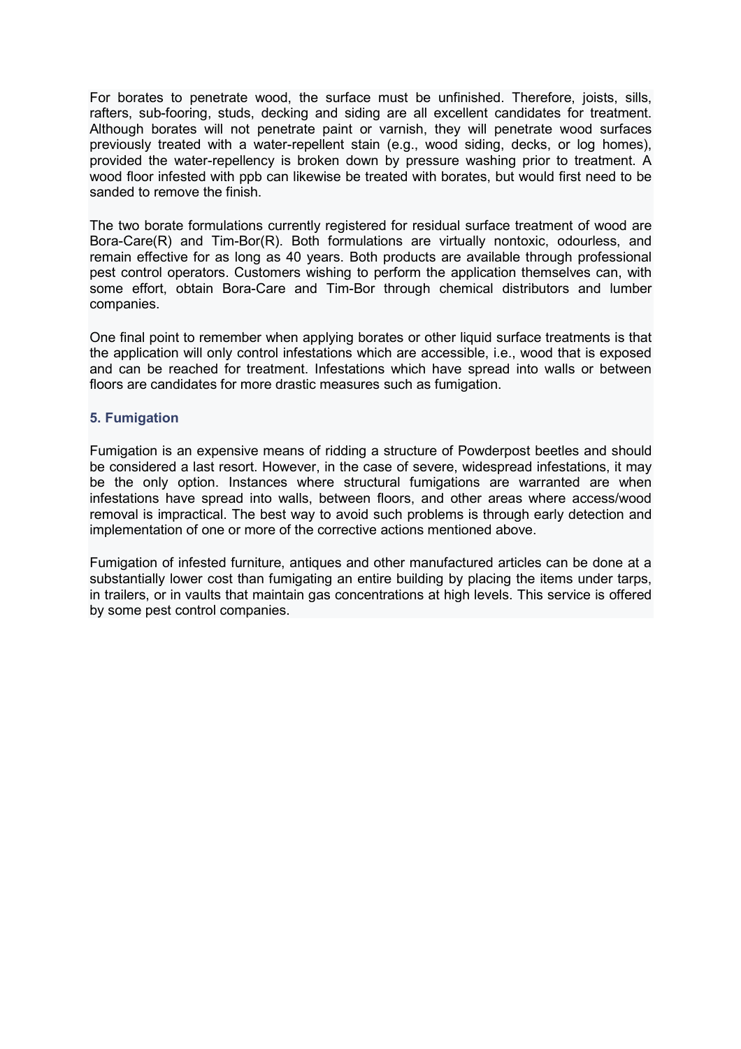For borates to penetrate wood, the surface must be unfinished. Therefore, joists, sills, rafters, sub-fooring, studs, decking and siding are all excellent candidates for treatment. Although borates will not penetrate paint or varnish, they will penetrate wood surfaces previously treated with a water-repellent stain (e.g., wood siding, decks, or log homes), provided the water-repellency is broken down by pressure washing prior to treatment. A wood floor infested with ppb can likewise be treated with borates, but would first need to be sanded to remove the finish.

The two borate formulations currently registered for residual surface treatment of wood are Bora-Care(R) and Tim-Bor(R). Both formulations are virtually nontoxic, odourless, and remain effective for as long as 40 years. Both products are available through professional pest control operators. Customers wishing to perform the application themselves can, with some effort, obtain Bora-Care and Tim-Bor through chemical distributors and lumber companies.

One final point to remember when applying borates or other liquid surface treatments is that the application will only control infestations which are accessible, i.e., wood that is exposed and can be reached for treatment. Infestations which have spread into walls or between floors are candidates for more drastic measures such as fumigation.

### 5. Fumigation

Fumigation is an expensive means of ridding a structure of Powderpost beetles and should be considered a last resort. However, in the case of severe, widespread infestations, it may be the only option. Instances where structural fumigations are warranted are when infestations have spread into walls, between floors, and other areas where access/wood removal is impractical. The best way to avoid such problems is through early detection and implementation of one or more of the corrective actions mentioned above.

Fumigation of infested furniture, antiques and other manufactured articles can be done at a substantially lower cost than fumigating an entire building by placing the items under tarps, in trailers, or in vaults that maintain gas concentrations at high levels. This service is offered by some pest control companies.